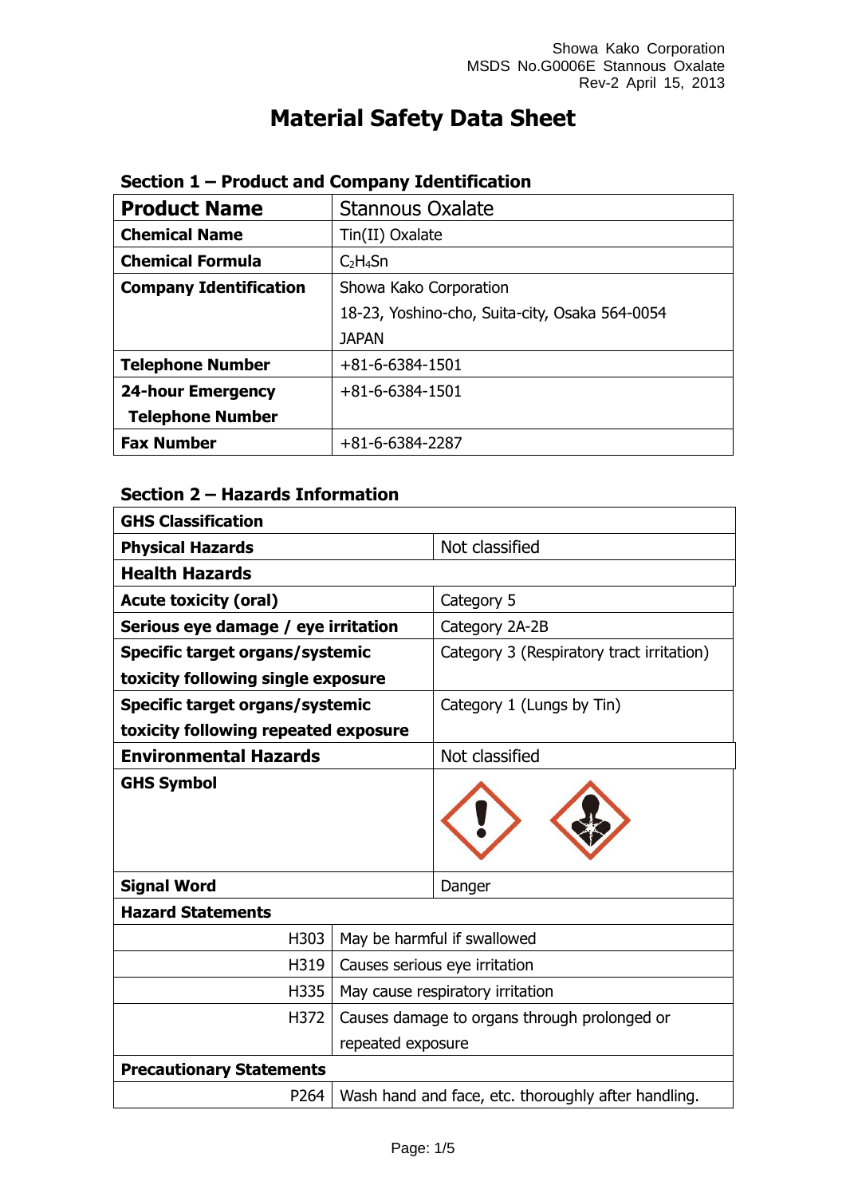# Material Safety Data Sheet

## Section 1 – Product and Company Identification

| **Product Name** | Stannous Oxalate |
|---|---|
| **Chemical Name** | Tin(II) Oxalate |
| **Chemical Formula** | $C_2H_4Sn$ |
| **Company Identification** | Showa Kako Corporation<br>18-23, Yoshino-cho, Suita-city, Osaka 564-0054<br>JAPAN |
| **Telephone Number** | +81-6-6384-1501 |
| **24-hour Emergency Telephone Number** | +81-6-6384-1501 |
| **Fax Number** | +81-6-6384-2287 |

## Section 2 – Hazards Information

| **GHS Classification** | |
|---|---|
| **Physical Hazards** | Not classified |
| **Health Hazards** | |
| **Acute toxicity (oral)** | Category 5 |
| **Serious eye damage / eye irritation** | Category 2A-2B |
| **Specific target organs/systemic toxicity following single exposure** | Category 3 (Respiratory tract irritation) |
| **Specific target organs/systemic toxicity following repeated exposure** | Category 1 (Lungs by Tin) |
| **Environmental Hazards** | Not classified |
| **GHS Symbol** | |
| **Signal Word** | Danger |

| **Hazard Statements** | |
|---|---|
| H303 | May be harmful if swallowed |
| H319 | Causes serious eye irritation |
| H335 | May cause respiratory irritation |
| H372 | Causes damage to organs through prolonged or repeated exposure |
| **Precautionary Statements** | |
| P264 | Wash hand and face, etc. thoroughly after handling. |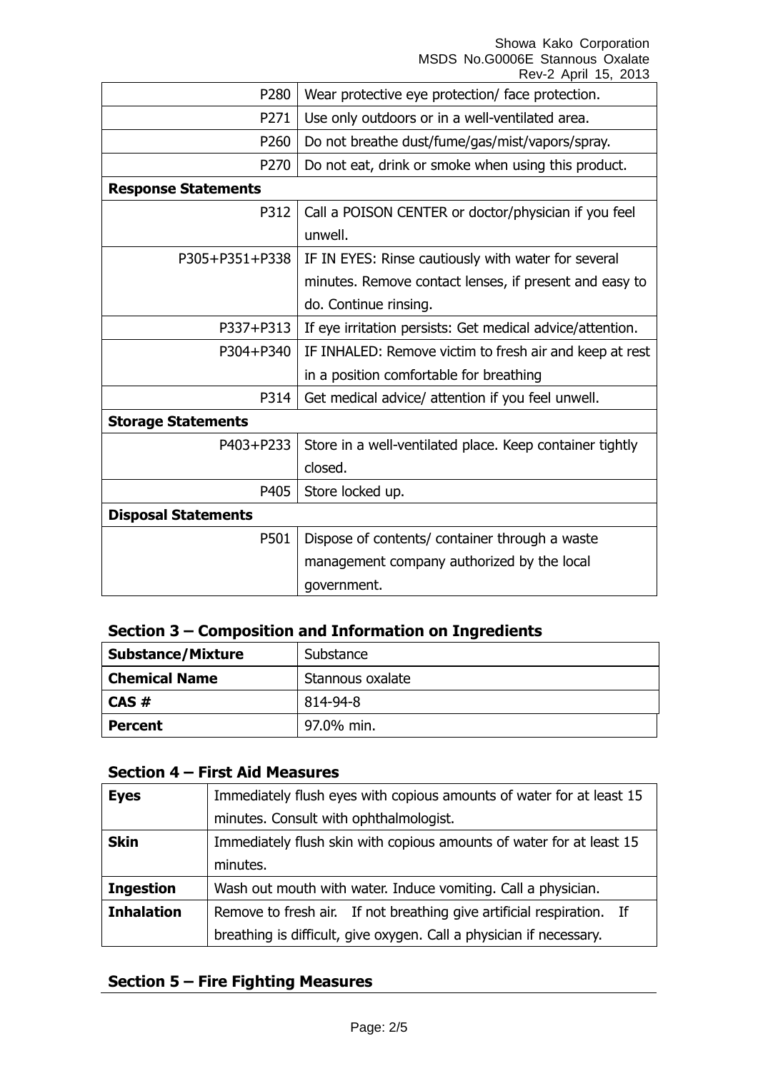| | |
|---|---|
| P280 | Wear protective eye protection/ face protection. |
| P271 | Use only outdoors or in a well-ventilated area. |
| P260 | Do not breathe dust/fume/gas/mist/vapors/spray. |
| P270 | Do not eat, drink or smoke when using this product. |
| **Response Statements** | |
| P312 | Call a POISON CENTER or doctor/physician if you feel unwell. |
| P305+P351+P338 | IF IN EYES: Rinse cautiously with water for several minutes. Remove contact lenses, if present and easy to do. Continue rinsing. |
| P337+P313 | If eye irritation persists: Get medical advice/attention. |
| P304+P340 | IF INHALED: Remove victim to fresh air and keep at rest in a position comfortable for breathing |
| P314 | Get medical advice/ attention if you feel unwell. |
| **Storage Statements** | |
| P403+P233 | Store in a well-ventilated place. Keep container tightly closed. |
| P405 | Store locked up. |
| **Disposal Statements** | |
| P501 | Dispose of contents/ container through a waste management company authorized by the local government. |

## Section 3 – Composition and Information on Ingredients

| | |
|---|---|
| **Substance/Mixture** | Substance |
| **Chemical Name** | Stannous oxalate |
| **CAS #** | 814-94-8 |
| **Percent** | 97.0% min. |

## Section 4 – First Aid Measures

| | |
|---|---|
| **Eyes** | Immediately flush eyes with copious amounts of water for at least 15 minutes. Consult with ophthalmologist. |
| **Skin** | Immediately flush skin with copious amounts of water for at least 15 minutes. |
| **Ingestion** | Wash out mouth with water. Induce vomiting. Call a physician. |
| **Inhalation** | Remove to fresh air. If not breathing give artificial respiration. If breathing is difficult, give oxygen. Call a physician if necessary. |

## Section 5 – Fire Fighting Measures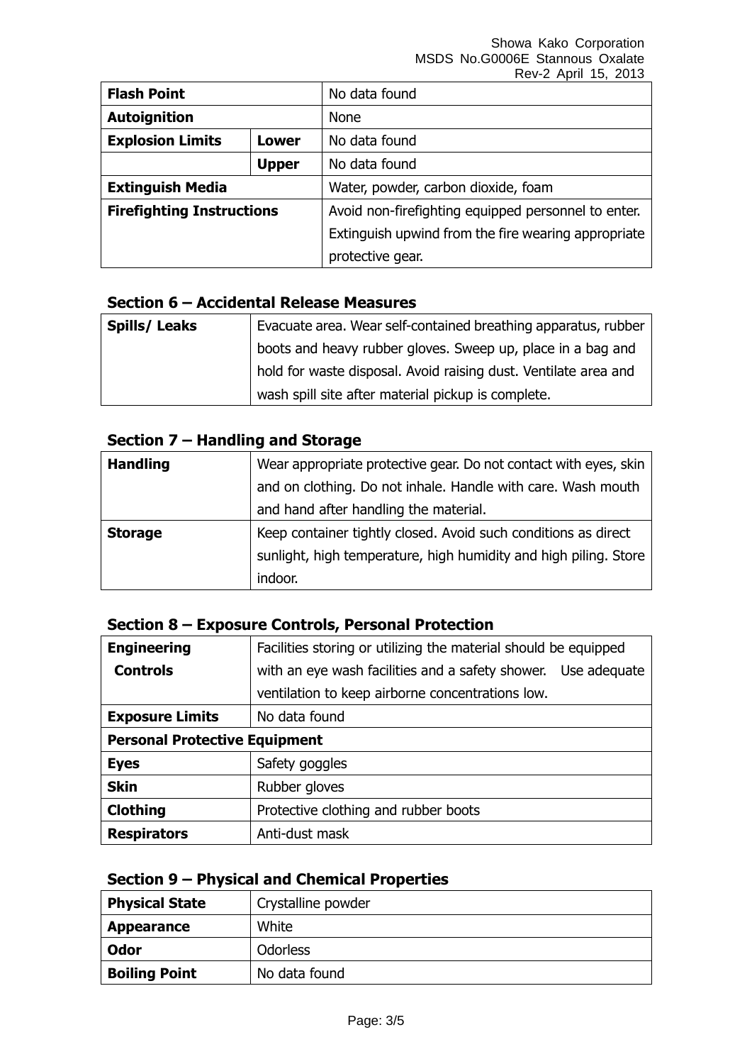| Flash Point | | No data found |
|---|---|---|
| Autoignition | | None |
| Explosion Limits | Lower | No data found |
| | Upper | No data found |
| Extinguish Media | | Water, powder, carbon dioxide, foam |
| Firefighting Instructions | | Avoid non-firefighting equipped personnel to enter. Extinguish upwind from the fire wearing appropriate protective gear. |

### Section 6 – Accidental Release Measures

| Spills/ Leaks | Evacuate area. Wear self-contained breathing apparatus, rubber boots and heavy rubber gloves. Sweep up, place in a bag and hold for waste disposal. Avoid raising dust. Ventilate area and wash spill site after material pickup is complete. |
|---|---|

### Section 7 – Handling and Storage

| Handling | Wear appropriate protective gear. Do not contact with eyes, skin and on clothing. Do not inhale. Handle with care. Wash mouth and hand after handling the material. |
|---|---|
| Storage | Keep container tightly closed. Avoid such conditions as direct sunlight, high temperature, high humidity and high piling. Store indoor. |

### Section 8 – Exposure Controls, Personal Protection

| Engineering Controls | Facilities storing or utilizing the material should be equipped with an eye wash facilities and a safety shower. Use adequate ventilation to keep airborne concentrations low. |
|---|---|
| Exposure Limits | No data found |
| **Personal Protective Equipment** | |
| Eyes | Safety goggles |
| Skin | Rubber gloves |
| Clothing | Protective clothing and rubber boots |
| Respirators | Anti-dust mask |

### Section 9 – Physical and Chemical Properties

| Physical State | Crystalline powder |
|---|---|
| Appearance | White |
| Odor | Odorless |
| Boiling Point | No data found |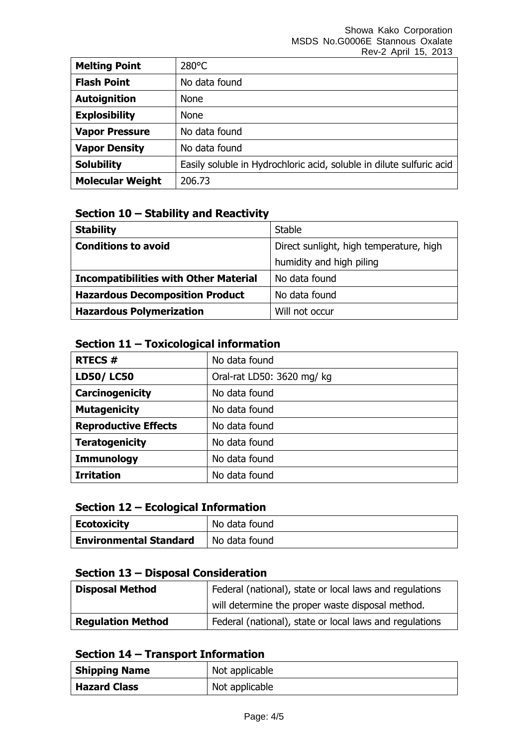| Melting Point | 280°C |
| --- | --- |
| Flash Point | No data found |
| Autoignition | None |
| Explosibility | None |
| Vapor Pressure | No data found |
| Vapor Density | No data found |
| Solubility | Easily soluble in Hydrochloric acid, soluble in dilute sulfuric acid |
| Molecular Weight | 206.73 |

## Section 10 – Stability and Reactivity

| Stability | Stable |
| --- | --- |
| Conditions to avoid | Direct sunlight, high temperature, high humidity and high piling |
| Incompatibilities with Other Material | No data found |
| Hazardous Decomposition Product | No data found |
| Hazardous Polymerization | Will not occur |

## Section 11 – Toxicological information

| RTECS # | No data found |
| --- | --- |
| LD50/ LC50 | Oral-rat LD50: 3620 mg/ kg |
| Carcinogenicity | No data found |
| Mutagenicity | No data found |
| Reproductive Effects | No data found |
| Teratogenicity | No data found |
| Immunology | No data found |
| Irritation | No data found |

## Section 12 – Ecological Information

| Ecotoxicity | No data found |
| --- | --- |
| Environmental Standard | No data found |

## Section 13 – Disposal Consideration

| Disposal Method | Federal (national), state or local laws and regulations will determine the proper waste disposal method. |
| --- | --- |
| Regulation Method | Federal (national), state or local laws and regulations |

## Section 14 – Transport Information

| Shipping Name | Not applicable |
| --- | --- |
| Hazard Class | Not applicable |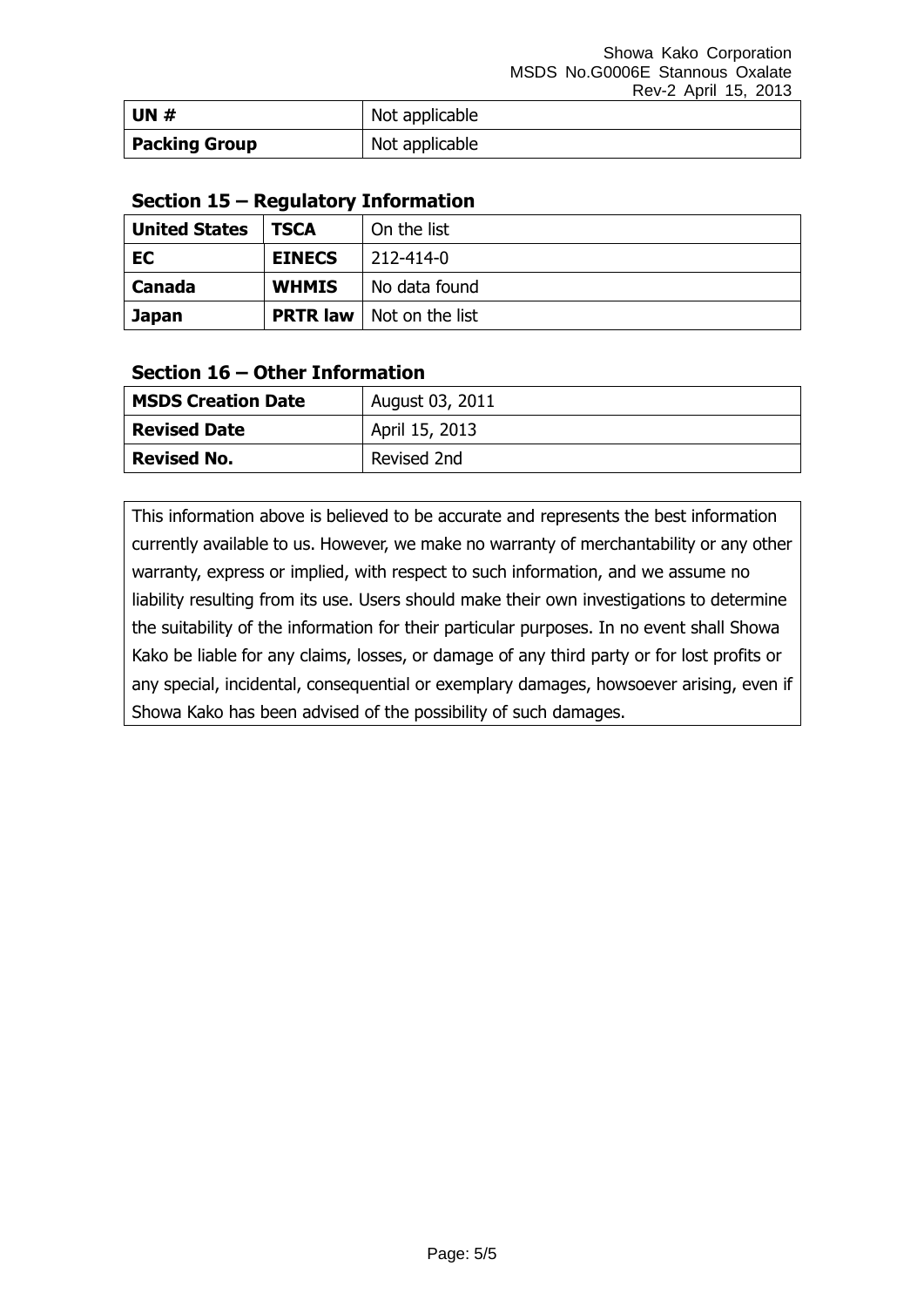| | |
|---|---|
| **UN #** | Not applicable |
| **Packing Group** | Not applicable |

### Section 15 – Regulatory Information

| | | |
|---|---|---|
| **United States** | **TSCA** | On the list |
| **EC** | **EINECS** | 212-414-0 |
| **Canada** | **WHMIS** | No data found |
| **Japan** | **PRTR law** | Not on the list |

### Section 16 – Other Information

| | |
|---|---|
| **MSDS Creation Date** | August 03, 2011 |
| **Revised Date** | April 15, 2013 |
| **Revised No.** | Revised 2nd |

This information above is believed to be accurate and represents the best information currently available to us. However, we make no warranty of merchantability or any other warranty, express or implied, with respect to such information, and we assume no liability resulting from its use. Users should make their own investigations to determine the suitability of the information for their particular purposes. In no event shall Showa Kako be liable for any claims, losses, or damage of any third party or for lost profits or any special, incidental, consequential or exemplary damages, howsoever arising, even if Showa Kako has been advised of the possibility of such damages.